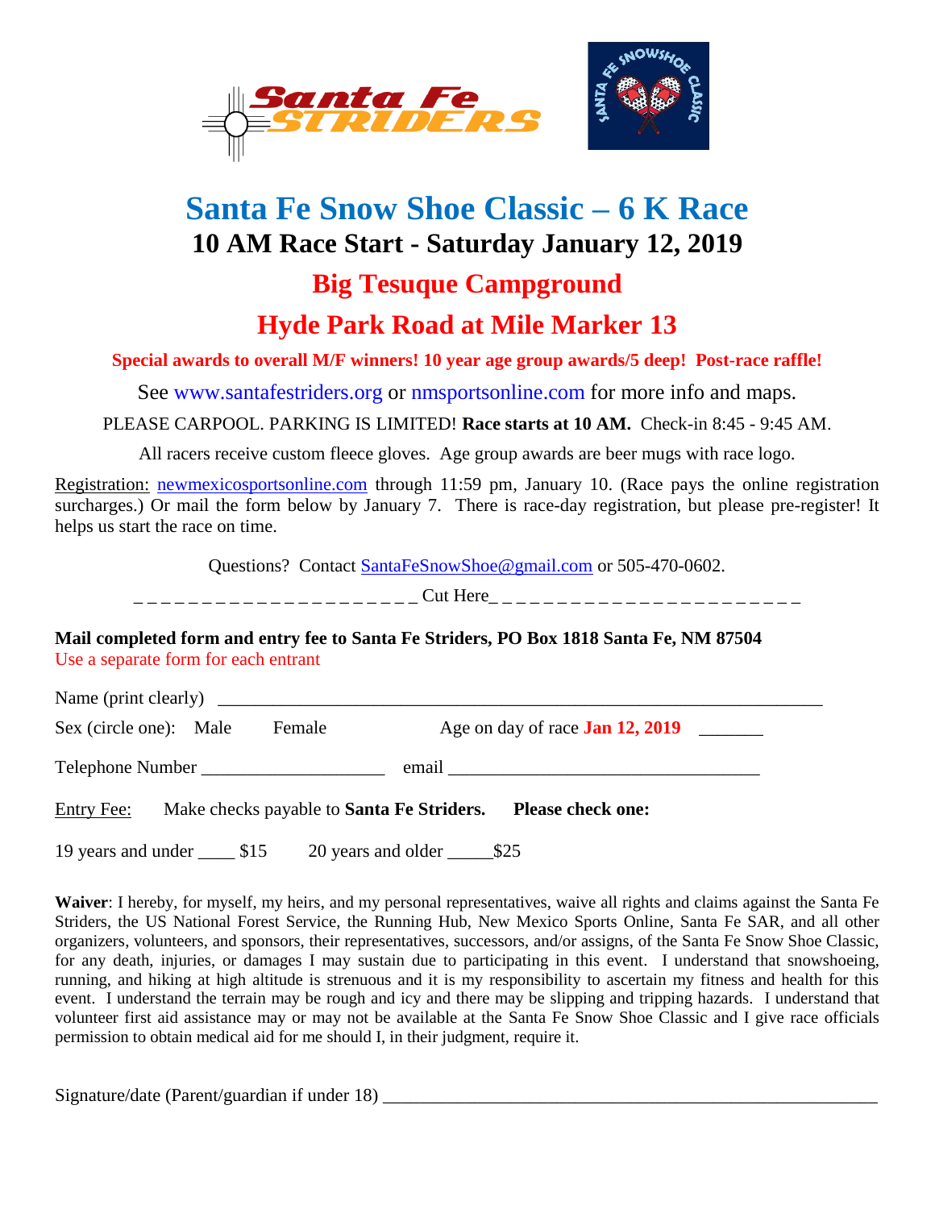# Santa Fe Snow Shoe Classic – 6 K Race

## 10 AM Race Start - Saturday January 12, 2019

## Big Tesuque Campground

## Hyde Park Road at Mile Marker 13

**Special awards to overall M/F winners! 10 year age group awards/5 deep! Post-race raffle!**

See www.santafestriders.org or nmsportsonline.com for more info and maps.

PLEASE CARPOOL. PARKING IS LIMITED! **Race starts at 10 AM.** Check-in 8:45 - 9:45 AM.

All racers receive custom fleece gloves. Age group awards are beer mugs with race logo.

Registration: newmexicosportsonline.com through 11:59 pm, January 10. (Race pays the online registration surcharges.) Or mail the form below by January 7. There is race-day registration, but please pre-register! It helps us start the race on time.

Questions? Contact SantaFeSnowShoe@gmail.com or 505-470-0602.

_ _ _ _ _ _ _ _ _ _ _ _ _ _ _ _ _ _ _ _ _ _ Cut Here_ _ _ _ _ _ _ _ _ _ _ _ _ _ _ _ _ _ _ _ _ _ _ _

**Mail completed form and entry fee to Santa Fe Striders, PO Box 1818 Santa Fe, NM 87504**

Use a separate form for each entrant

Name (print clearly) ________________________________________________________________

Sex (circle one): Male Female Age on day of race **Jan 12, 2019** _______

Telephone Number ___________________ email ________________________________

Entry Fee: Make checks payable to **Santa Fe Striders.** **Please check one:**

19 years and under ____ $15 20 years and older _____$25

**Waiver**: I hereby, for myself, my heirs, and my personal representatives, waive all rights and claims against the Santa Fe Striders, the US National Forest Service, the Running Hub, New Mexico Sports Online, Santa Fe SAR, and all other organizers, volunteers, and sponsors, their representatives, successors, and/or assigns, of the Santa Fe Snow Shoe Classic, for any death, injuries, or damages I may sustain due to participating in this event. I understand that snowshoeing, running, and hiking at high altitude is strenuous and it is my responsibility to ascertain my fitness and health for this event. I understand the terrain may be rough and icy and there may be slipping and tripping hazards. I understand that volunteer first aid assistance may or may not be available at the Santa Fe Snow Shoe Classic and I give race officials permission to obtain medical aid for me should I, in their judgment, require it.

Signature/date (Parent/guardian if under 18) ______________________________________________________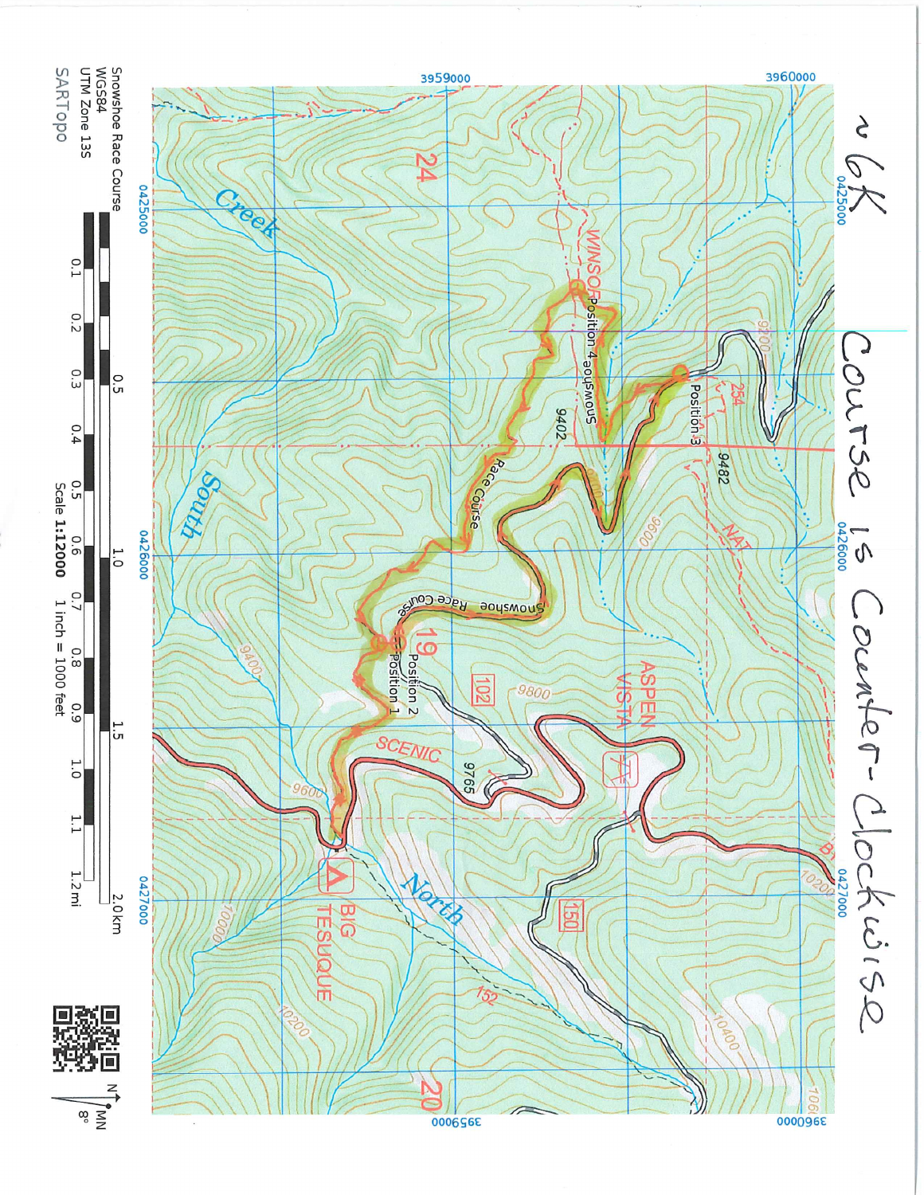~6K Course is Counter-Clockwise

Snowshoe Race Course
WGS84
UTM Zone 13S
SARTopo

0.1 0.2 0.3 0.4 0.5 0.6 0.7 0.8 0.9 1.0 1.1 1.2mi
0.5 1.0 1.5 2.0km
Scale 1:12000 1 inch = 1000 feet

MN
8°

3959000
3960000
0425000
0426000
0427000

Position 1
Position 2
Position 3
Position 4
Snowshoe Race Course
Race Course
Snowshoe

WINSOR
NAT
SCENIC
ASPEN VISTA
BIG TESUQUE
South Creek
North
24
19
20
102
150
152
254
9402
9482
9765
9400
9600
9800
9900
10000
10200
10400